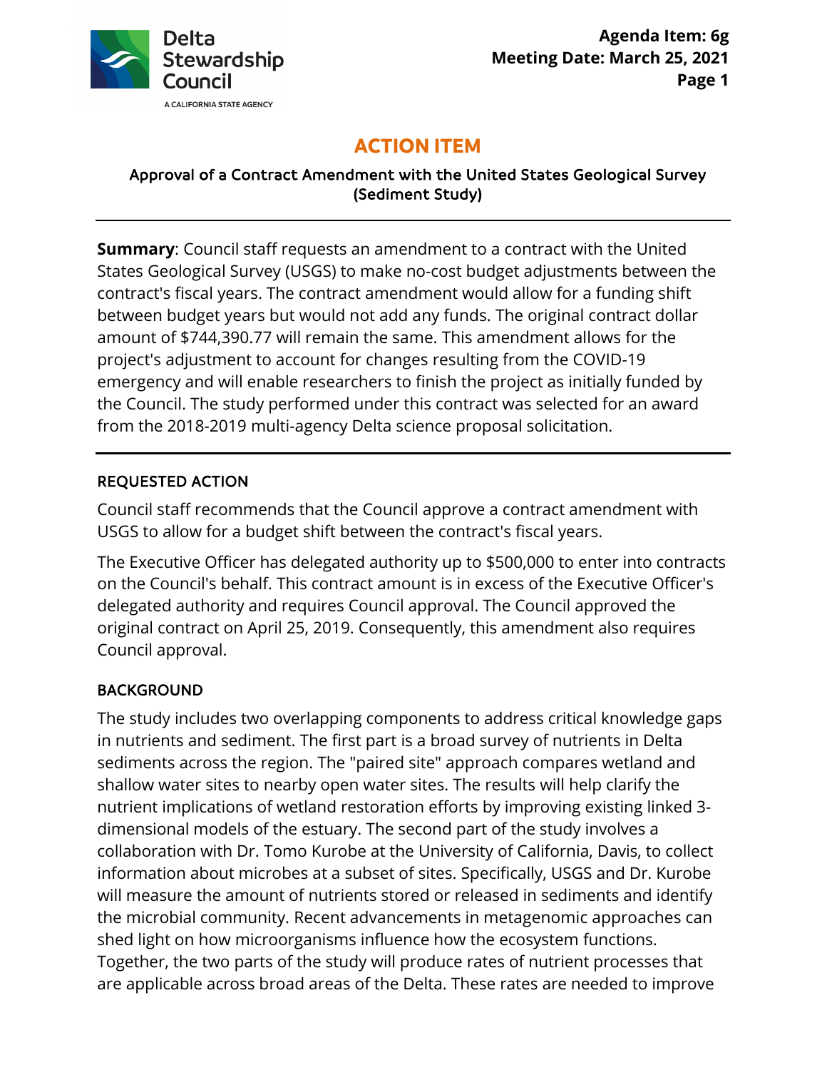Delta Stewardship Council

A CALIFORNIA STATE AGENCY

**Agenda Item: 6g**
**Meeting Date: March 25, 2021**

# ACTION ITEM

## Approval of a Contract Amendment with the United States Geological Survey (Sediment Study)

---

**Summary**: Council staff requests an amendment to a contract with the United States Geological Survey (USGS) to make no-cost budget adjustments between the contract's fiscal years. The contract amendment would allow for a funding shift between budget years but would not add any funds. The original contract dollar amount of $744,390.77 will remain the same. This amendment allows for the project's adjustment to account for changes resulting from the COVID-19 emergency and will enable researchers to finish the project as initially funded by the Council. The study performed under this contract was selected for an award from the 2018-2019 multi-agency Delta science proposal solicitation.

---

### REQUESTED ACTION

Council staff recommends that the Council approve a contract amendment with USGS to allow for a budget shift between the contract's fiscal years.

The Executive Officer has delegated authority up to $500,000 to enter into contracts on the Council's behalf. This contract amount is in excess of the Executive Officer's delegated authority and requires Council approval. The Council approved the original contract on April 25, 2019. Consequently, this amendment also requires Council approval.

### BACKGROUND

The study includes two overlapping components to address critical knowledge gaps in nutrients and sediment. The first part is a broad survey of nutrients in Delta sediments across the region. The "paired site" approach compares wetland and shallow water sites to nearby open water sites. The results will help clarify the nutrient implications of wetland restoration efforts by improving existing linked 3-dimensional models of the estuary. The second part of the study involves a collaboration with Dr. Tomo Kurobe at the University of California, Davis, to collect information about microbes at a subset of sites. Specifically, USGS and Dr. Kurobe will measure the amount of nutrients stored or released in sediments and identify the microbial community. Recent advancements in metagenomic approaches can shed light on how microorganisms influence how the ecosystem functions. Together, the two parts of the study will produce rates of nutrient processes that are applicable across broad areas of the Delta. These rates are needed to improve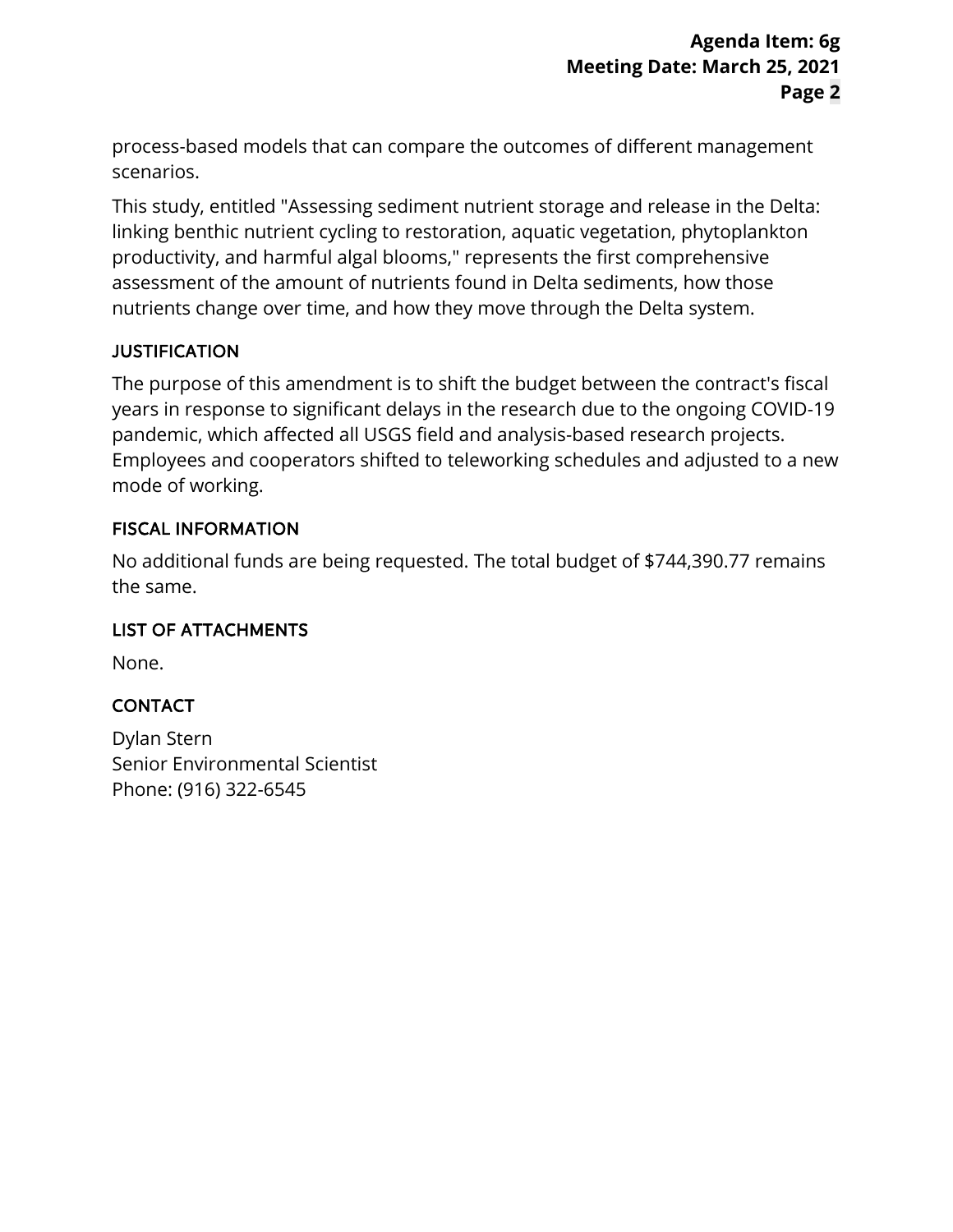process-based models that can compare the outcomes of different management scenarios.

This study, entitled "Assessing sediment nutrient storage and release in the Delta: linking benthic nutrient cycling to restoration, aquatic vegetation, phytoplankton productivity, and harmful algal blooms," represents the first comprehensive assessment of the amount of nutrients found in Delta sediments, how those nutrients change over time, and how they move through the Delta system.

## JUSTIFICATION

The purpose of this amendment is to shift the budget between the contract's fiscal years in response to significant delays in the research due to the ongoing COVID-19 pandemic, which affected all USGS field and analysis-based research projects. Employees and cooperators shifted to teleworking schedules and adjusted to a new mode of working.

## FISCAL INFORMATION

No additional funds are being requested. The total budget of $744,390.77 remains the same.

## LIST OF ATTACHMENTS

None.

## CONTACT

Dylan Stern
Senior Environmental Scientist
Phone: (916) 322-6545